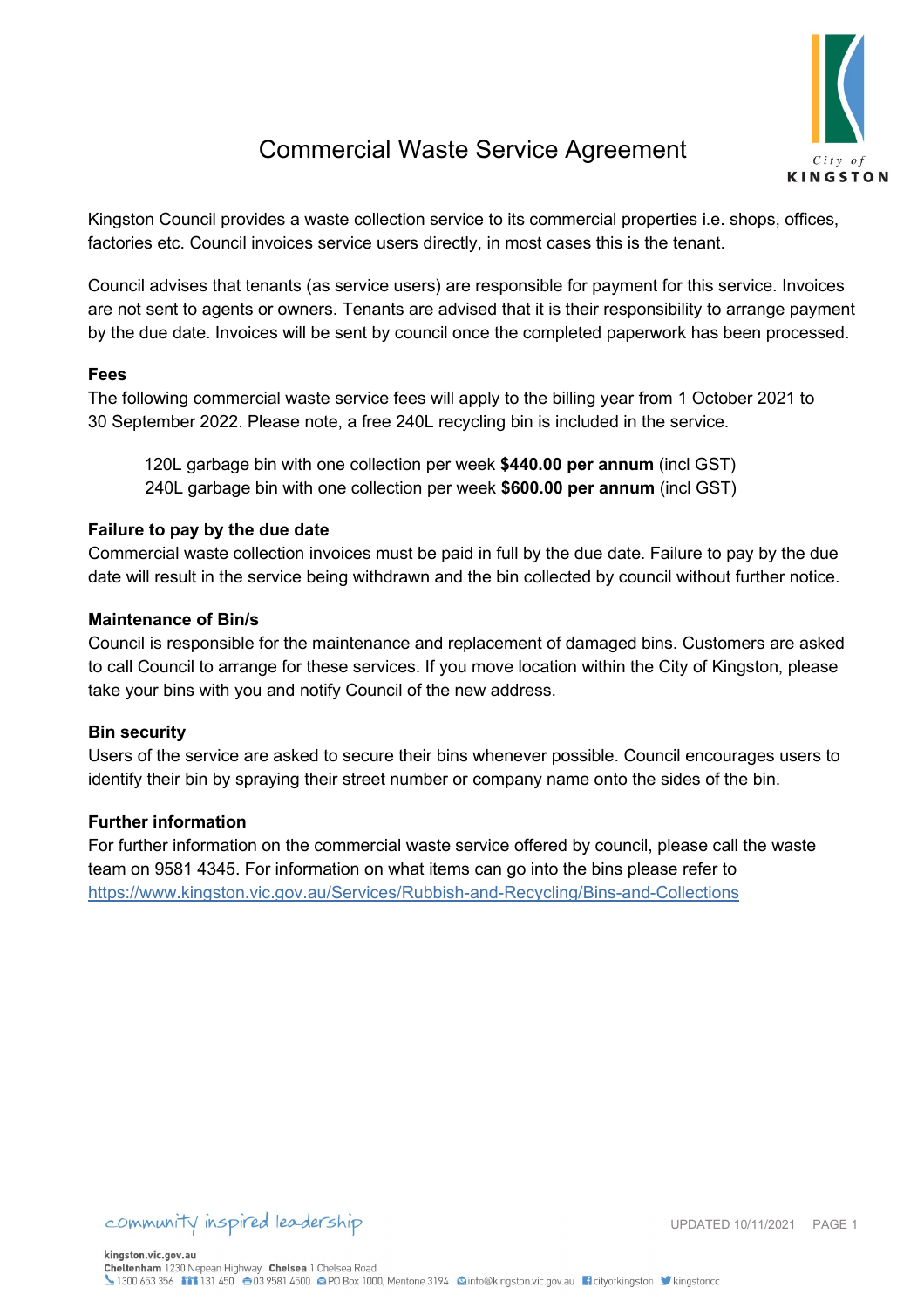# Commercial Waste Service Agreement

Kingston Council provides a waste collection service to its commercial properties i.e. shops, offices, factories etc. Council invoices service users directly, in most cases this is the tenant.

Council advises that tenants (as service users) are responsible for payment for this service. Invoices are not sent to agents or owners. Tenants are advised that it is their responsibility to arrange payment by the due date. Invoices will be sent by council once the completed paperwork has been processed.

**Fees**

The following commercial waste service fees will apply to the billing year from 1 October 2021 to 30 September 2022. Please note, a free 240L recycling bin is included in the service.

120L garbage bin with one collection per week **$440.00 per annum** (incl GST)
240L garbage bin with one collection per week **$600.00 per annum** (incl GST)

**Failure to pay by the due date**

Commercial waste collection invoices must be paid in full by the due date. Failure to pay by the due date will result in the service being withdrawn and the bin collected by council without further notice.

**Maintenance of Bin/s**

Council is responsible for the maintenance and replacement of damaged bins. Customers are asked to call Council to arrange for these services. If you move location within the City of Kingston, please take your bins with you and notify Council of the new address.

**Bin security**

Users of the service are asked to secure their bins whenever possible. Council encourages users to identify their bin by spraying their street number or company name onto the sides of the bin.

**Further information**

For further information on the commercial waste service offered by council, please call the waste team on 9581 4345. For information on what items can go into the bins please refer to https://www.kingston.vic.gov.au/Services/Rubbish-and-Recycling/Bins-and-Collections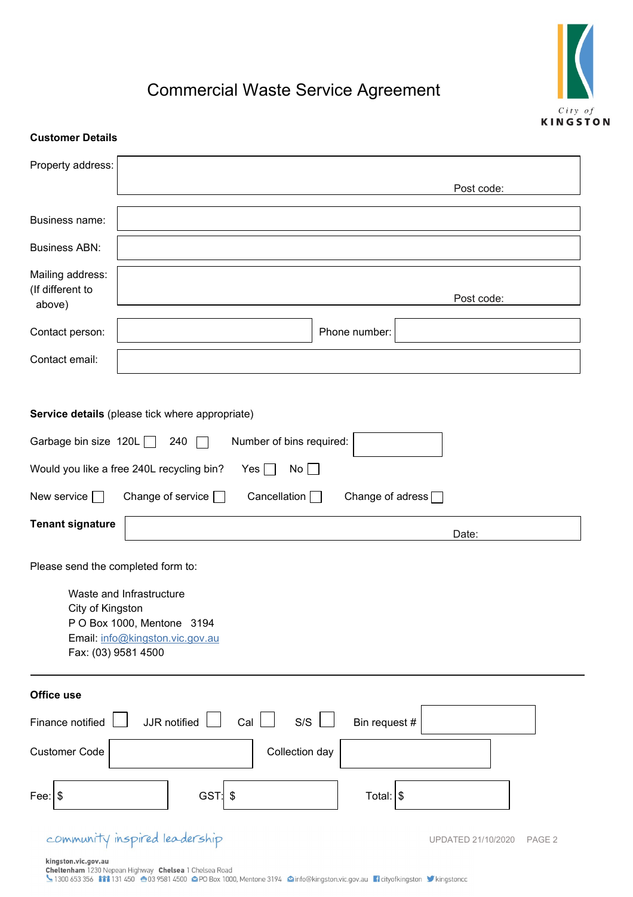# Commercial Waste Service Agreement

City of KINGSTON

## Customer Details

Property address: Post code:

Business name:

Business ABN:

Mailing address: (If different to above) Post code:

Contact person: Phone number:

Contact email:

**Service details** (please tick where appropriate)

Garbage bin size 120L ☐ 240 ☐ Number of bins required:

Would you like a free 240L recycling bin? Yes ☐ No ☐

New service ☐ Change of service ☐ Cancellation ☐ Change of adress ☐

**Tenant signature** Date:

Please send the completed form to:

Waste and Infrastructure
City of Kingston
P O Box 1000, Mentone 3194
Email: info@kingston.vic.gov.au
Fax: (03) 9581 4500

---

**Office use**

Finance notified ☐ JJR notified ☐ Cal ☐ S/S ☐ Bin request #

Customer Code Collection day

Fee: $ GST: $ Total: $

community inspired leadership

UPDATED 21/10/2020

kingston.vic.gov.au
**Cheltenham** 1230 Nepean Highway **Chelsea** 1 Chelsea Road
1300 653 356 131 450 03 9581 4500 PO Box 1000, Mentone 3194 info@kingston.vic.gov.au cityofkingston kingstoncc